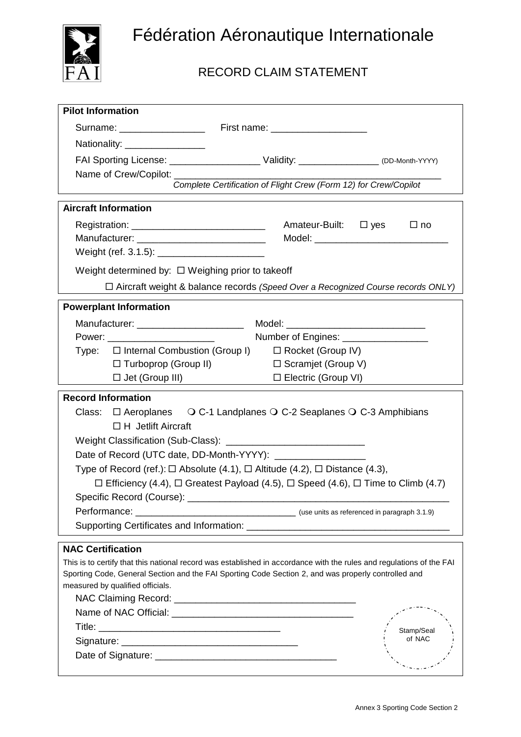# Fédération Aéronautique Internationale

## RECORD CLAIM STATEMENT

### Pilot Information

Surname: ________________ First name: __________________

Nationality: _______________

FAI Sporting License: _________________ Validity: _______________ (DD-Month-YYYY)

Name of Crew/Copilot: ____________________________________________________

*Complete Certification of Flight Crew (Form 12) for Crew/Copilot*

### Aircraft Information

Registration: _________________________ Amateur-Built: ☐ yes ☐ no

Manufacturer: ________________________ Model: _________________________

Weight (ref. 3.1.5): ____________________

Weight determined by: ☐ Weighing prior to takeoff

☐ Aircraft weight & balance records *(Speed Over a Recognized Course records ONLY)*

### Powerplant Information

Manufacturer: ____________________ Model: __________________________

Power: ____________________ Number of Engines: ________________

Type: ☐ Internal Combustion (Group I) ☐ Rocket (Group IV)

☐ Turboprop (Group II) ☐ Scramjet (Group V)

☐ Jet (Group III) ☐ Electric (Group VI)

### Record Information

Class: ☐ Aeroplanes ❍ C-1 Landplanes ❍ C-2 Seaplanes ❍ C-3 Amphibians

☐ H Jetlift Aircraft

Weight Classification (Sub-Class): __________________________

Date of Record (UTC date, DD-Month-YYYY): ________________

Type of Record (ref.): ☐ Absolute (4.1), ☐ Altitude (4.2), ☐ Distance (4.3),

☐ Efficiency (4.4), ☐ Greatest Payload (4.5), ☐ Speed (4.6), ☐ Time to Climb (4.7)

Specific Record (Course): ________________________________________________

Performance: ______________________________ (use units as referenced in paragraph 3.1.9)

Supporting Certificates and Information: ______________________________________

### NAC Certification

This is to certify that this national record was established in accordance with the rules and regulations of the FAI Sporting Code, General Section and the FAI Sporting Code Section 2, and was properly controlled and measured by qualified officials.

NAC Claiming Record: __________________________________

Name of NAC Official: __________________________________

Title: __________________________________

Signature: _________________________________

Date of Signature: _________________________________

Stamp/Seal of NAC

Annex 3 Sporting Code Section 2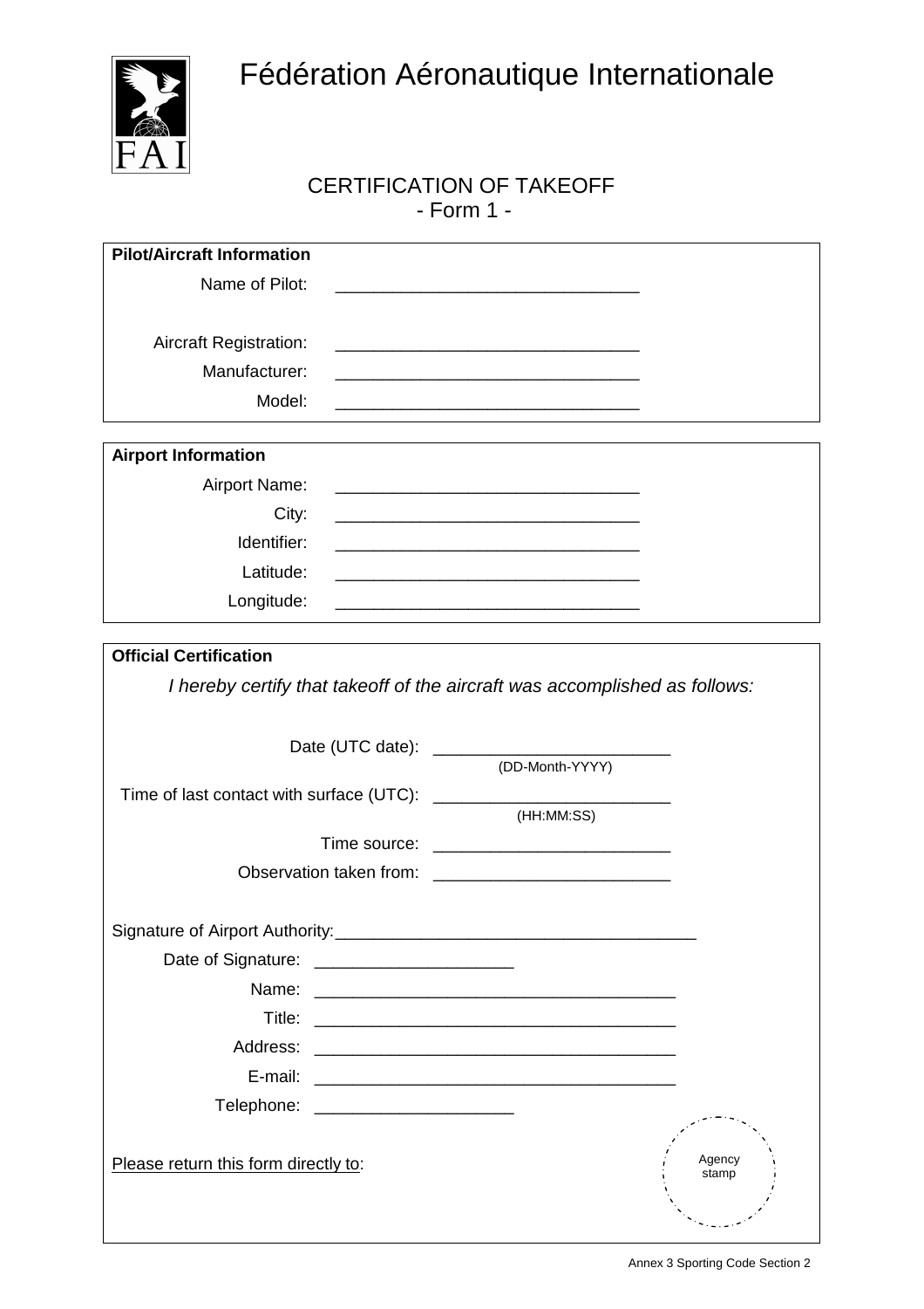# Fédération Aéronautique Internationale

## CERTIFICATION OF TAKEOFF
## - Form 1 -

**Pilot/Aircraft Information**

Name of Pilot: ________________________________

Aircraft Registration: ________________________________

Manufacturer: ________________________________

Model: ________________________________

**Airport Information**

Airport Name: ________________________________

City: ________________________________

Identifier: ________________________________

Latitude: ________________________________

Longitude: ________________________________

**Official Certification**

*I hereby certify that takeoff of the aircraft was accomplished as follows:*

Date (UTC date): ________________________
(DD-Month-YYYY)

Time of last contact with surface (UTC): ________________________
(HH:MM:SS)

Time source: ________________________

Observation taken from: ________________________

Signature of Airport Authority: ______________________________________

Date of Signature: _____________________

Name: ______________________________________

Title: ______________________________________

Address: ______________________________________

E-mail: ______________________________________

Telephone: _____________________

Please return this form directly to:

Agency stamp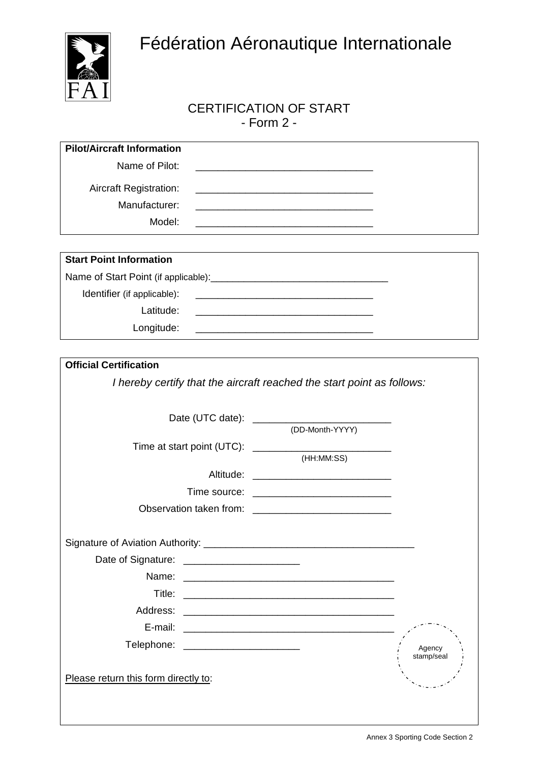# Fédération Aéronautique Internationale

## CERTIFICATION OF START
## - Form 2 -

**Pilot/Aircraft Information**

Name of Pilot: ________________________________

Aircraft Registration: ________________________________

Manufacturer: ________________________________

Model: ________________________________

**Start Point Information**

Name of Start Point (if applicable): ________________________________

Identifier (if applicable): ________________________________

Latitude: ________________________________

Longitude: ________________________________

**Official Certification**

*I hereby certify that the aircraft reached the start point as follows:*

Date (UTC date): _________________________
(DD-Month-YYYY)

Time at start point (UTC): _________________________
(HH:MM:SS)

Altitude: _________________________

Time source: _________________________

Observation taken from: _________________________

Signature of Aviation Authority: ______________________________________

Date of Signature: _____________________

Name: ______________________________________

Title: ______________________________________

Address: ______________________________________

E-mail: ______________________________________

Telephone: _____________________

Agency stamp/seal

Please return this form directly to:

Annex 3 Sporting Code Section 2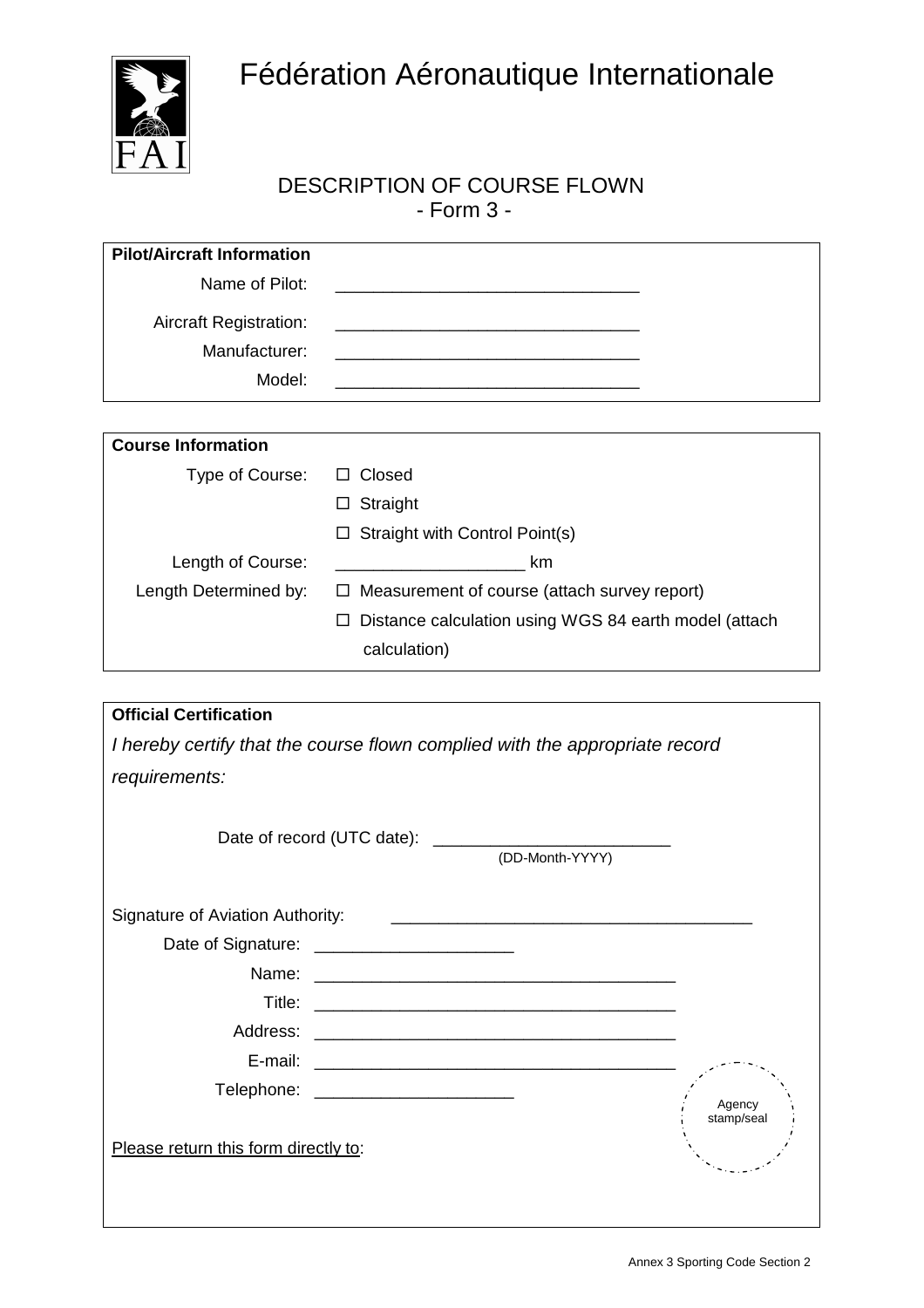# Fédération Aéronautique Internationale

## DESCRIPTION OF COURSE FLOWN
- Form 3 -

**Pilot/Aircraft Information**

Name of Pilot: ________________________________

Aircraft Registration: ________________________________

Manufacturer: ________________________________

Model: ________________________________

**Course Information**

Type of Course:
- ☐ Closed
- ☐ Straight
- ☐ Straight with Control Point(s)

Length of Course: ____________________ km

Length Determined by:
- ☐ Measurement of course (attach survey report)
- ☐ Distance calculation using WGS 84 earth model (attach calculation)

**Official Certification**

*I hereby certify that the course flown complied with the appropriate record requirements:*

Date of record (UTC date): _________________________
(DD-Month-YYYY)

Signature of Aviation Authority: ______________________________________

Date of Signature: _____________________

Name: ______________________________________

Title: ______________________________________

Address: ______________________________________

E-mail: ______________________________________

Telephone: _____________________

Agency stamp/seal

Please return this form directly to: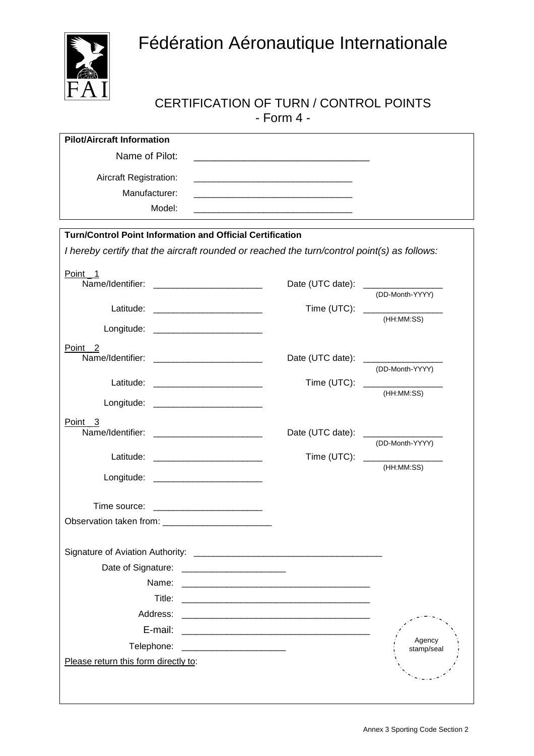# Fédération Aéronautique Internationale

## CERTIFICATION OF TURN / CONTROL POINTS
## - Form 4 -

**Pilot/Aircraft Information**

Name of Pilot: ________________________________

Aircraft Registration: ______________________________

Manufacturer: ______________________________

Model: ______________________________

**Turn/Control Point Information and Official Certification**

*I hereby certify that the aircraft rounded or reached the turn/control point(s) as follows:*

Point _1

Name/Identifier: _____________________ Date (UTC date): _______________ (DD-Month-YYYY)

Latitude: _____________________ Time (UTC): _______________ (HH:MM:SS)

Longitude: _____________________

Point 2

Name/Identifier: _____________________ Date (UTC date): _______________ (DD-Month-YYYY)

Latitude: _____________________ Time (UTC): _______________ (HH:MM:SS)

Longitude: _____________________

Point 3

Name/Identifier: _____________________ Date (UTC date): _______________ (DD-Month-YYYY)

Latitude: _____________________ Time (UTC): _______________ (HH:MM:SS)

Longitude: _____________________

Time source: _____________________

Observation taken from: _____________________

Signature of Aviation Authority: ___________________________________

Date of Signature: ____________________

Name: ___________________________________

Title: ___________________________________

Address: ___________________________________

E-mail: ___________________________________

Telephone: ____________________

Agency stamp/seal

Please return this form directly to:

Annex 3 Sporting Code Section 2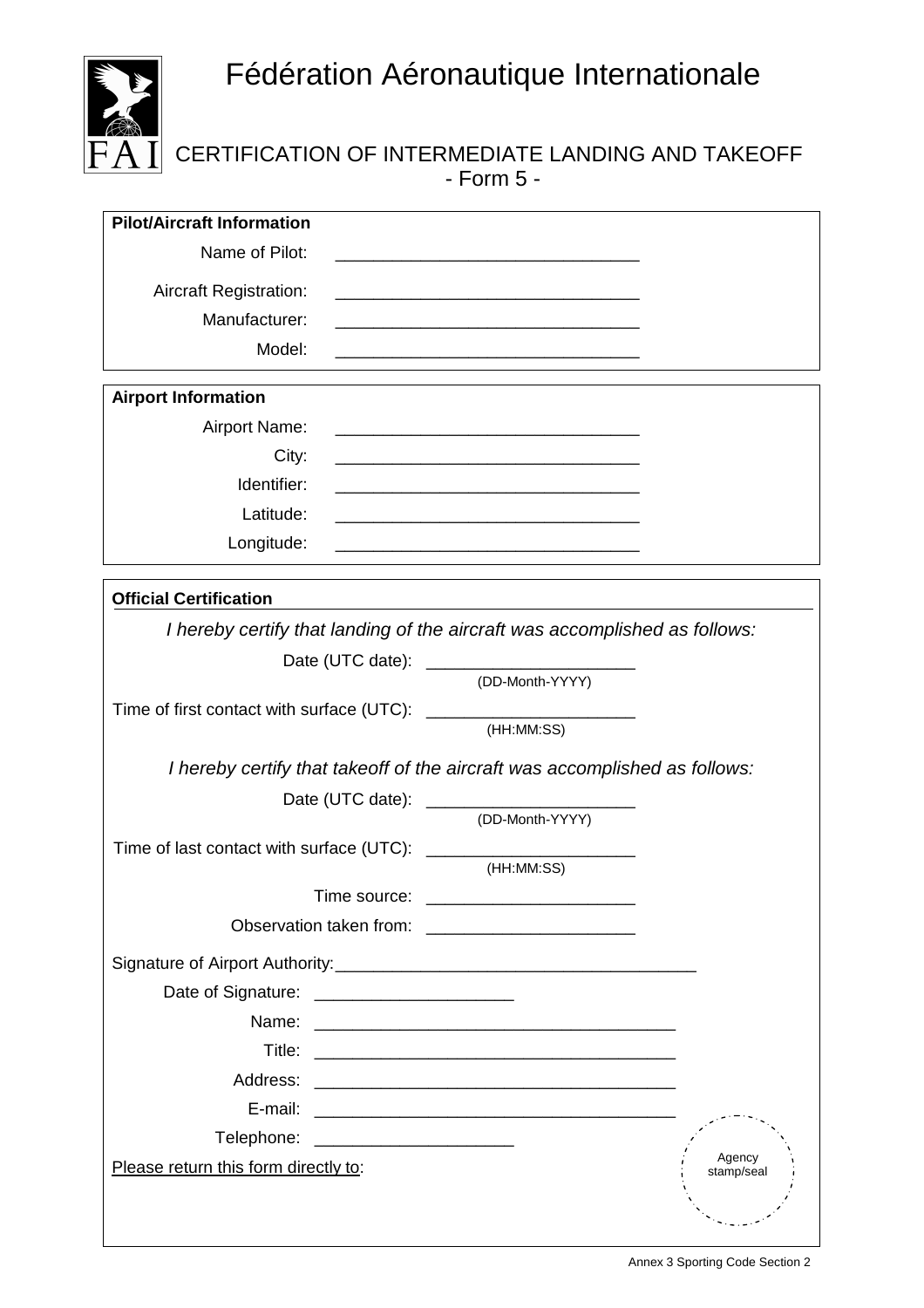# Fédération Aéronautique Internationale

## CERTIFICATION OF INTERMEDIATE LANDING AND TAKEOFF
## - Form 5 -

**Pilot/Aircraft Information**

Name of Pilot: ________________________________

Aircraft Registration: ________________________________

Manufacturer: ________________________________

Model: ________________________________

**Airport Information**

Airport Name: ________________________________

City: ________________________________

Identifier: ________________________________

Latitude: ________________________________

Longitude: ________________________________

**Official Certification**

*I hereby certify that landing of the aircraft was accomplished as follows:*

Date (UTC date): ______________________
(DD-Month-YYYY)

Time of first contact with surface (UTC): ______________________
(HH:MM:SS)

*I hereby certify that takeoff of the aircraft was accomplished as follows:*

Date (UTC date): ______________________
(DD-Month-YYYY)

Time of last contact with surface (UTC): ______________________
(HH:MM:SS)

Time source: ______________________

Observation taken from: ______________________

Signature of Airport Authority: ______________________________________

Date of Signature: _____________________

Name: ______________________________________

Title: ______________________________________

Address: ______________________________________

E-mail: ______________________________________

Telephone: _____________________

Please return this form directly to:

Agency stamp/seal

Annex 3 Sporting Code Section 2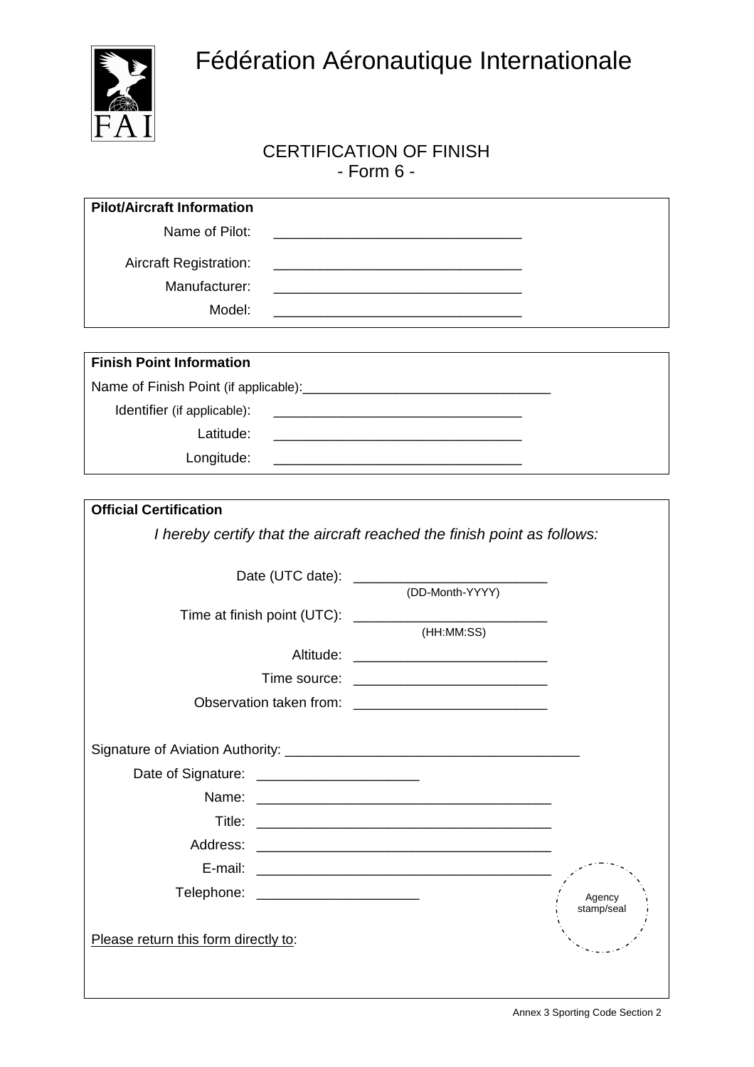# Fédération Aéronautique Internationale

## CERTIFICATION OF FINISH
### - Form 6 -

**Pilot/Aircraft Information**

Name of Pilot: ________________________________

Aircraft Registration: ________________________________

Manufacturer: ________________________________

Model: ________________________________

**Finish Point Information**

Name of Finish Point (if applicable): ________________________________

Identifier (if applicable): ________________________________

Latitude: ________________________________

Longitude: ________________________________

**Official Certification**

*I hereby certify that the aircraft reached the finish point as follows:*

Date (UTC date): ________________________ (DD-Month-YYYY)

Time at finish point (UTC): ________________________ (HH:MM:SS)

Altitude: ________________________

Time source: ________________________

Observation taken from: ________________________

Signature of Aviation Authority: ______________________________________

Date of Signature: _____________________

Name: ______________________________________

Title: ______________________________________

Address: ______________________________________

E-mail: ______________________________________

Telephone: _____________________

Agency stamp/seal

Please return this form directly to:

Annex 3 Sporting Code Section 2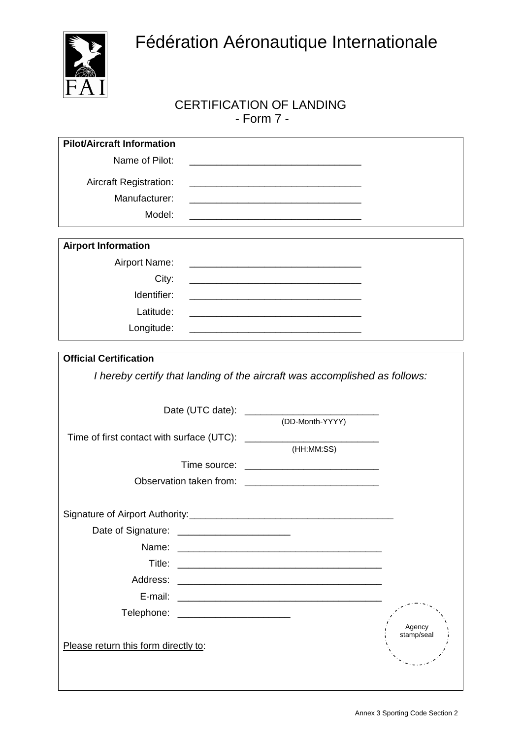# Fédération Aéronautique Internationale

## CERTIFICATION OF LANDING
### - Form 7 -

**Pilot/Aircraft Information**

Name of Pilot: ________________________________

Aircraft Registration: ________________________________

Manufacturer: ________________________________

Model: ________________________________

**Airport Information**

Airport Name: ________________________________

City: ________________________________

Identifier: ________________________________

Latitude: ________________________________

Longitude: ________________________________

**Official Certification**

*I hereby certify that landing of the aircraft was accomplished as follows:*

Date (UTC date): _________________________
(DD-Month-YYYY)

Time of first contact with surface (UTC): _________________________
(HH:MM:SS)

Time source: _________________________

Observation taken from: _________________________

Signature of Airport Authority: ______________________________________

Date of Signature: _____________________

Name: ______________________________________

Title: ______________________________________

Address: ______________________________________

E-mail: ______________________________________

Telephone: _____________________

Agency stamp/seal

Please return this form directly to:

Annex 3 Sporting Code Section 2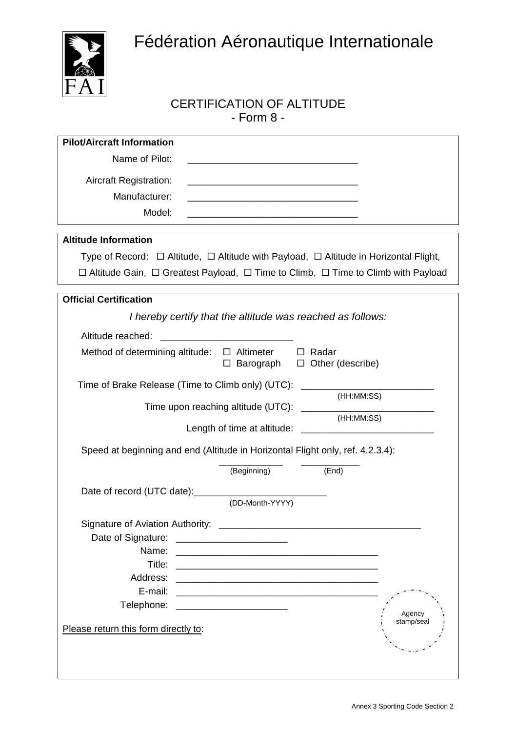# Fédération Aéronautique Internationale

## CERTIFICATION OF ALTITUDE
## - Form 8 -

**Pilot/Aircraft Information**

Name of Pilot: ________________________________

Aircraft Registration: ________________________________

Manufacturer: ________________________________

Model: ________________________________

**Altitude Information**

Type of Record: ☐ Altitude, ☐ Altitude with Payload, ☐ Altitude in Horizontal Flight, ☐ Altitude Gain, ☐ Greatest Payload, ☐ Time to Climb, ☐ Time to Climb with Payload

**Official Certification**

*I hereby certify that the altitude was reached as follows:*

Altitude reached: ________________________

Method of determining altitude: ☐ Altimeter ☐ Radar ☐ Barograph ☐ Other (describe)

Time of Brake Release (Time to Climb only) (UTC): ________________________ (HH:MM:SS)

Time upon reaching altitude (UTC): ________________________ (HH:MM:SS)

Length of time at altitude: ________________________

Speed at beginning and end (Altitude in Horizontal Flight only, ref. 4.2.3.4):

____________ (Beginning) ____________ (End)

Date of record (UTC date): ________________________ (DD-Month-YYYY)

Signature of Aviation Authority: ________________________________________

Date of Signature: ____________________

Name: ________________________________________

Title: ________________________________________

Address: ________________________________________

E-mail: ________________________________________

Telephone: ____________________

Agency stamp/seal

Please return this form directly to:

Annex 3 Sporting Code Section 2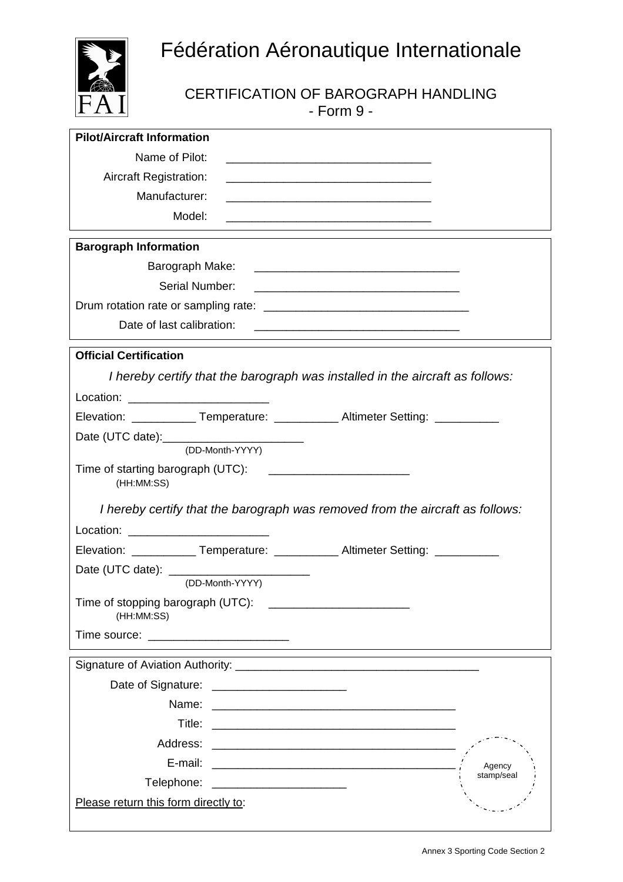# Fédération Aéronautique Internationale

## CERTIFICATION OF BAROGRAPH HANDLING
## - Form 9 -

**Pilot/Aircraft Information**

Name of Pilot: ________________________________

Aircraft Registration: ________________________________

Manufacturer: ________________________________

Model: ________________________________

**Barograph Information**

Barograph Make: ________________________________

Serial Number: ________________________________

Drum rotation rate or sampling rate: ________________________________

Date of last calibration: ________________________________

**Official Certification**

*I hereby certify that the barograph was installed in the aircraft as follows:*

Location: ______________________

Elevation: __________ Temperature: __________ Altimeter Setting: __________

Date (UTC date):______________________
(DD-Month-YYYY)

Time of starting barograph (UTC): ______________________
(HH:MM:SS)

*I hereby certify that the barograph was removed from the aircraft as follows:*

Location: ______________________

Elevation: __________ Temperature: __________ Altimeter Setting: __________

Date (UTC date): ______________________
(DD-Month-YYYY)

Time of stopping barograph (UTC): ______________________
(HH:MM:SS)

Time source: ______________________

Signature of Aviation Authority: ______________________________________

Date of Signature: _____________________

Name: ______________________________________

Title: ______________________________________

Address: ______________________________________

E-mail: ______________________________________

Telephone: _____________________

Agency stamp/seal

Please return this form directly to: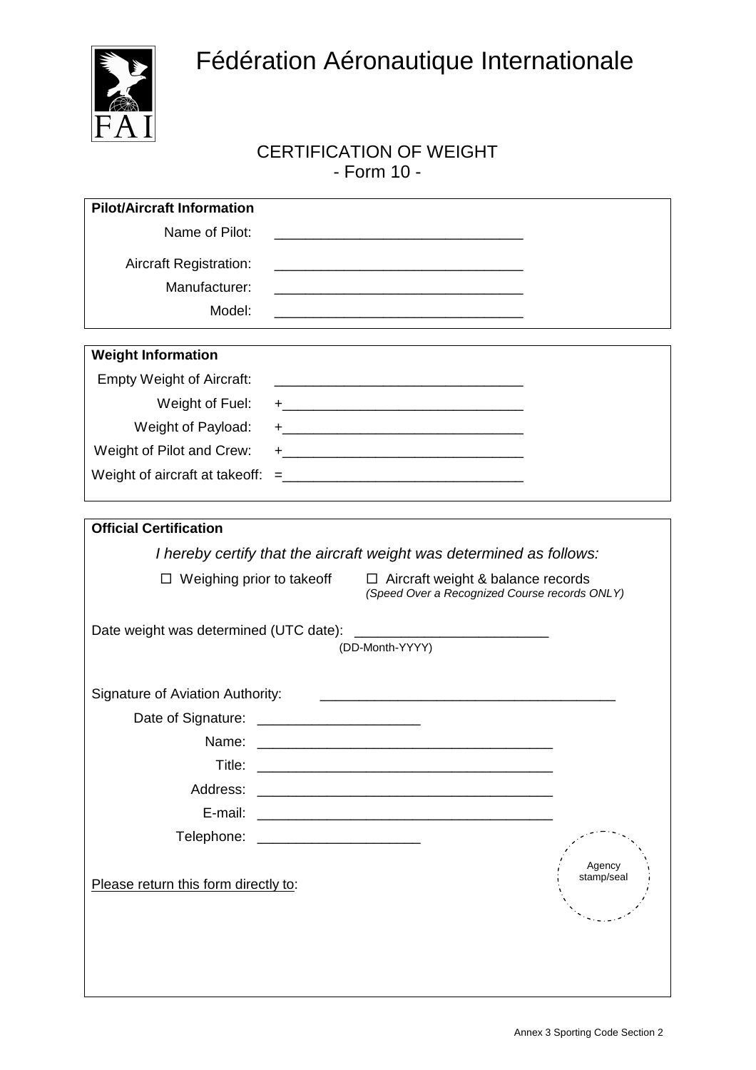# Fédération Aéronautique Internationale

## CERTIFICATION OF WEIGHT
### - Form 10 -

**Pilot/Aircraft Information**

Name of Pilot: ________________________________

Aircraft Registration: ________________________________

Manufacturer: ________________________________

Model: ________________________________

**Weight Information**

Empty Weight of Aircraft: ________________________________

Weight of Fuel: +________________________________

Weight of Payload: +________________________________

Weight of Pilot and Crew: +________________________________

Weight of aircraft at takeoff: =________________________________

**Official Certification**

*I hereby certify that the aircraft weight was determined as follows:*

☐ Weighing prior to takeoff ☐ Aircraft weight & balance records *(Speed Over a Recognized Course records ONLY)*

Date weight was determined (UTC date): _________________________
(DD-Month-YYYY)

Signature of Aviation Authority: ______________________________________

Date of Signature: _____________________

Name: ______________________________________

Title: ______________________________________

Address: ______________________________________

E-mail: ______________________________________

Telephone: _____________________

Agency stamp/seal

Please return this form directly to: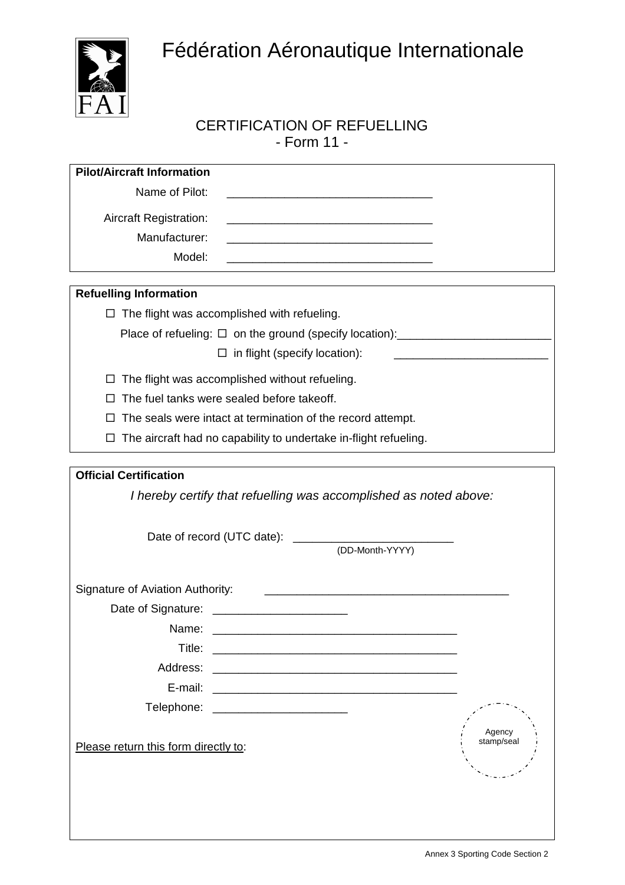# Fédération Aéronautique Internationale

## CERTIFICATION OF REFUELLING
## - Form 11 -

**Pilot/Aircraft Information**

Name of Pilot: ________________________________

Aircraft Registration: ________________________________

Manufacturer: ________________________________

Model: ________________________________

**Refuelling Information**

☐ The flight was accomplished with refueling.

Place of refueling: ☐ on the ground (specify location):________________________

☐ in flight (specify location): ________________________

☐ The flight was accomplished without refueling.

☐ The fuel tanks were sealed before takeoff.

☐ The seals were intact at termination of the record attempt.

☐ The aircraft had no capability to undertake in-flight refueling.

**Official Certification**

*I hereby certify that refuelling was accomplished as noted above:*

Date of record (UTC date): ________________________
(DD-Month-YYYY)

Signature of Aviation Authority: ______________________________________

Date of Signature: _____________________

Name: ______________________________________

Title: ______________________________________

Address: ______________________________________

E-mail: ______________________________________

Telephone: _____________________

Agency stamp/seal

Please return this form directly to: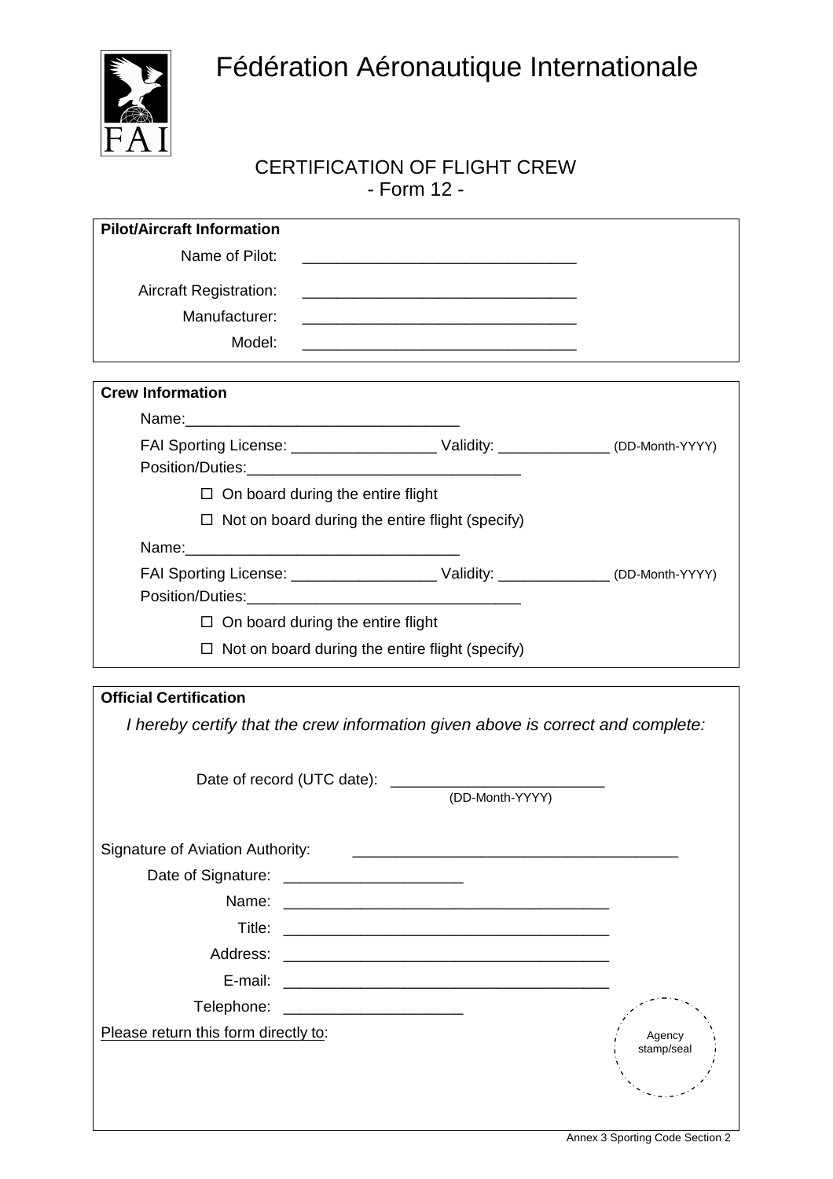# Fédération Aéronautique Internationale

## CERTIFICATION OF FLIGHT CREW
## - Form 12 -

**Pilot/Aircraft Information**

Name of Pilot: ________________________________

Aircraft Registration: ________________________________

Manufacturer: ________________________________

Model: ________________________________

**Crew Information**

Name:________________________________

FAI Sporting License: _________________ Validity: _____________ (DD-Month-YYYY)

Position/Duties:________________________________

☐ On board during the entire flight

☐ Not on board during the entire flight (specify)

Name:________________________________

FAI Sporting License: _________________ Validity: _____________ (DD-Month-YYYY)

Position/Duties:________________________________

☐ On board during the entire flight

☐ Not on board during the entire flight (specify)

**Official Certification**

*I hereby certify that the crew information given above is correct and complete:*

Date of record (UTC date): _________________________ (DD-Month-YYYY)

Signature of Aviation Authority: ______________________________________

Date of Signature: _____________________

Name: ______________________________________

Title: ______________________________________

Address: ______________________________________

E-mail: ______________________________________

Telephone: _____________________

Please return this form directly to:

Agency stamp/seal

Annex 3 Sporting Code Section 2